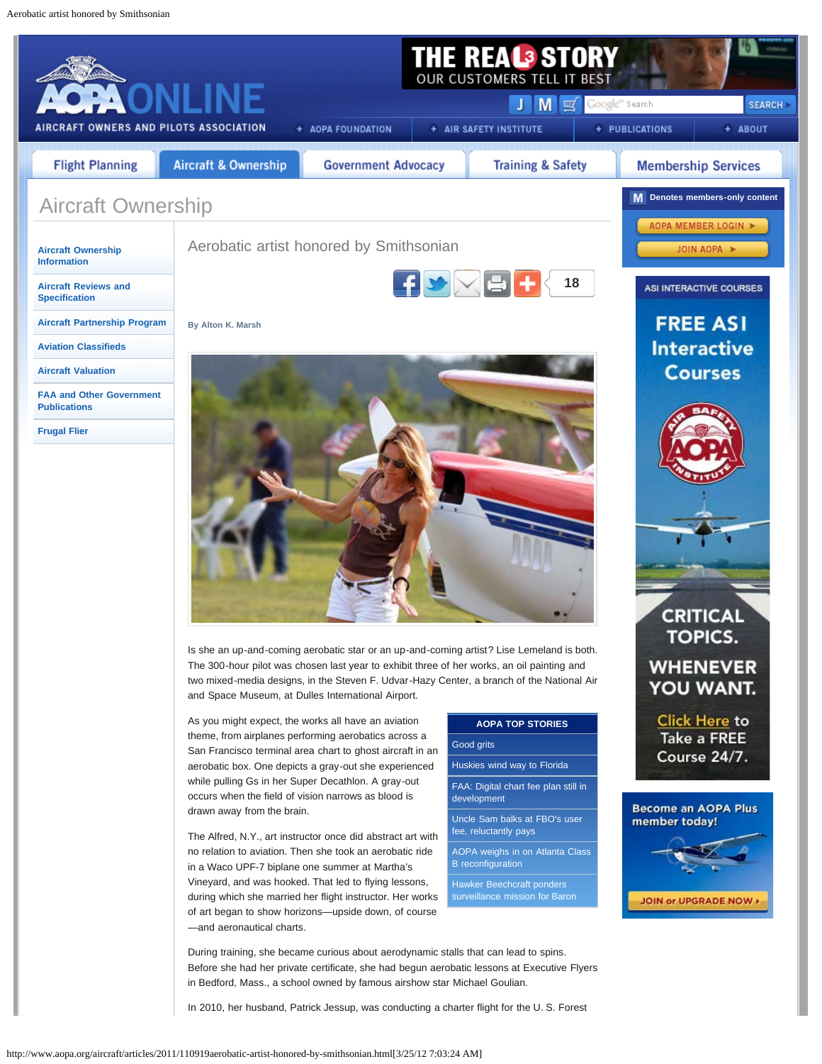# Aerobatic artist honored by Smithsonian

By Alton K. Marsh

Is she an up-and-coming aerobatic star or an up-and-coming artist? Lise Lemeland is both. The 300-hour pilot was chosen last year to exhibit three of her works, an oil painting and two mixed-media designs, in the Steven F. Udvar-Hazy Center, a branch of the National Air and Space Museum, at Dulles International Airport.

As you might expect, the works all have an aviation theme, from airplanes performing aerobatics across a San Francisco terminal area chart to ghost aircraft in an aerobatic box. One depicts a gray-out she experienced while pulling Gs in her Super Decathlon. A gray-out occurs when the field of vision narrows as blood is drawn away from the brain.

The Alfred, N.Y., art instructor once did abstract art with no relation to aviation. Then she took an aerobatic ride in a Waco UPF-7 biplane one summer at Martha's Vineyard, and was hooked. That led to flying lessons, during which she married her flight instructor. Her works of art began to show horizons—upside down, of course—and aeronautical charts.

During training, she became curious about aerodynamic stalls that can lead to spins. Before she had her private certificate, she had begun aerobatic lessons at Executive Flyers in Bedford, Mass., a school owned by famous airshow star Michael Goulian.

In 2010, her husband, Patrick Jessup, was conducting a charter flight for the U. S. Forest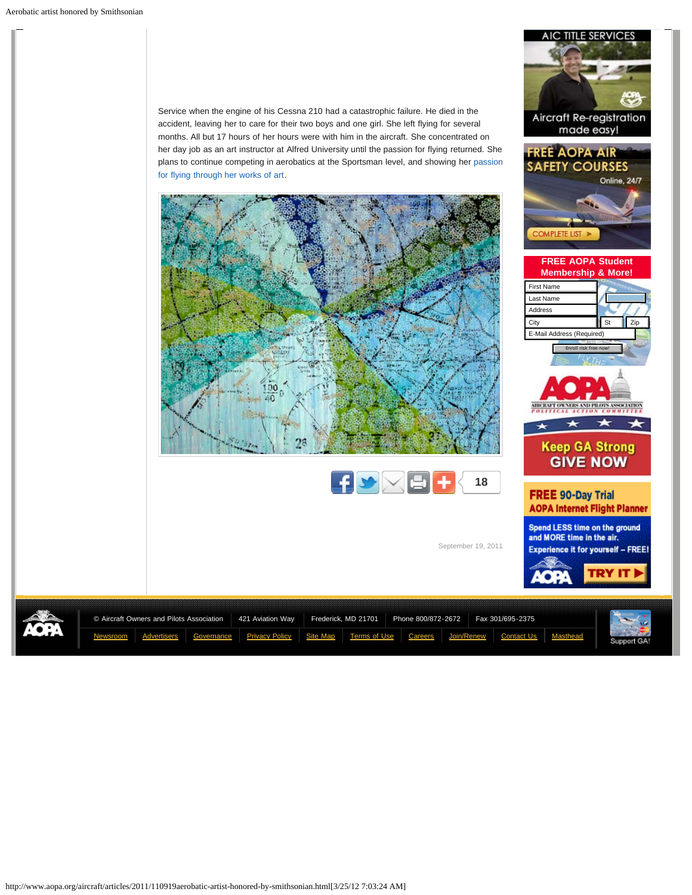Service when the engine of his Cessna 210 had a catastrophic failure. He died in the accident, leaving her to care for their two boys and one girl. She left flying for several months. All but 17 hours of her hours were with him in the aircraft. She concentrated on her day job as an art instructor at Alfred University until the passion for flying returned. She plans to continue competing in aerobatics at the Sportsman level, and showing her passion for flying through her works of art.

18

September 19, 2011

© Aircraft Owners and Pilots Association | 421 Aviation Way | Frederick, MD 21701 | Phone 800/872-2672 | Fax 301/695-2375

Newsroom | Advertisers | Governance | Privacy Policy | Site Map | Terms of Use | Careers | Join/Renew | Contact Us | Masthead